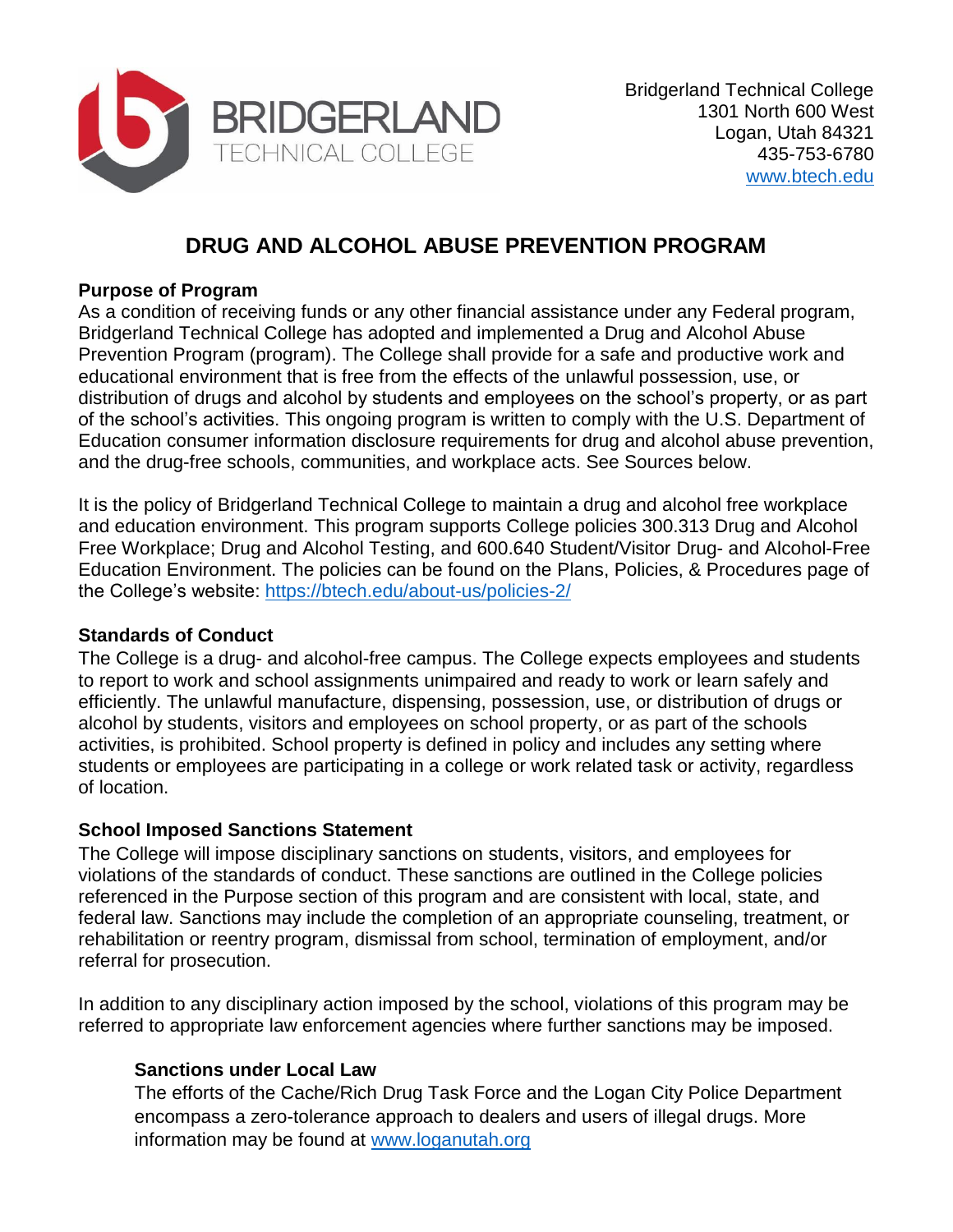Bridgerland Technical College
1301 North 600 West
Logan, Utah 84321
435-753-6780
[www.btech.edu](http://www.btech.edu)

# DRUG AND ALCOHOL ABUSE PREVENTION PROGRAM

**Purpose of Program**

As a condition of receiving funds or any other financial assistance under any Federal program, Bridgerland Technical College has adopted and implemented a Drug and Alcohol Abuse Prevention Program (program). The College shall provide for a safe and productive work and educational environment that is free from the effects of the unlawful possession, use, or distribution of drugs and alcohol by students and employees on the school's property, or as part of the school's activities. This ongoing program is written to comply with the U.S. Department of Education consumer information disclosure requirements for drug and alcohol abuse prevention, and the drug-free schools, communities, and workplace acts. See Sources below.

It is the policy of Bridgerland Technical College to maintain a drug and alcohol free workplace and education environment. This program supports College policies 300.313 Drug and Alcohol Free Workplace; Drug and Alcohol Testing, and 600.640 Student/Visitor Drug- and Alcohol-Free Education Environment. The policies can be found on the Plans, Policies, & Procedures page of the College's website: [https://btech.edu/about-us/policies-2/](https://btech.edu/about-us/policies-2/)

**Standards of Conduct**

The College is a drug- and alcohol-free campus. The College expects employees and students to report to work and school assignments unimpaired and ready to work or learn safely and efficiently. The unlawful manufacture, dispensing, possession, use, or distribution of drugs or alcohol by students, visitors and employees on school property, or as part of the schools activities, is prohibited. School property is defined in policy and includes any setting where students or employees are participating in a college or work related task or activity, regardless of location.

**School Imposed Sanctions Statement**

The College will impose disciplinary sanctions on students, visitors, and employees for violations of the standards of conduct. These sanctions are outlined in the College policies referenced in the Purpose section of this program and are consistent with local, state, and federal law. Sanctions may include the completion of an appropriate counseling, treatment, or rehabilitation or reentry program, dismissal from school, termination of employment, and/or referral for prosecution.

In addition to any disciplinary action imposed by the school, violations of this program may be referred to appropriate law enforcement agencies where further sanctions may be imposed.

**Sanctions under Local Law**

The efforts of the Cache/Rich Drug Task Force and the Logan City Police Department encompass a zero-tolerance approach to dealers and users of illegal drugs. More information may be found at [www.loganutah.org](http://www.loganutah.org)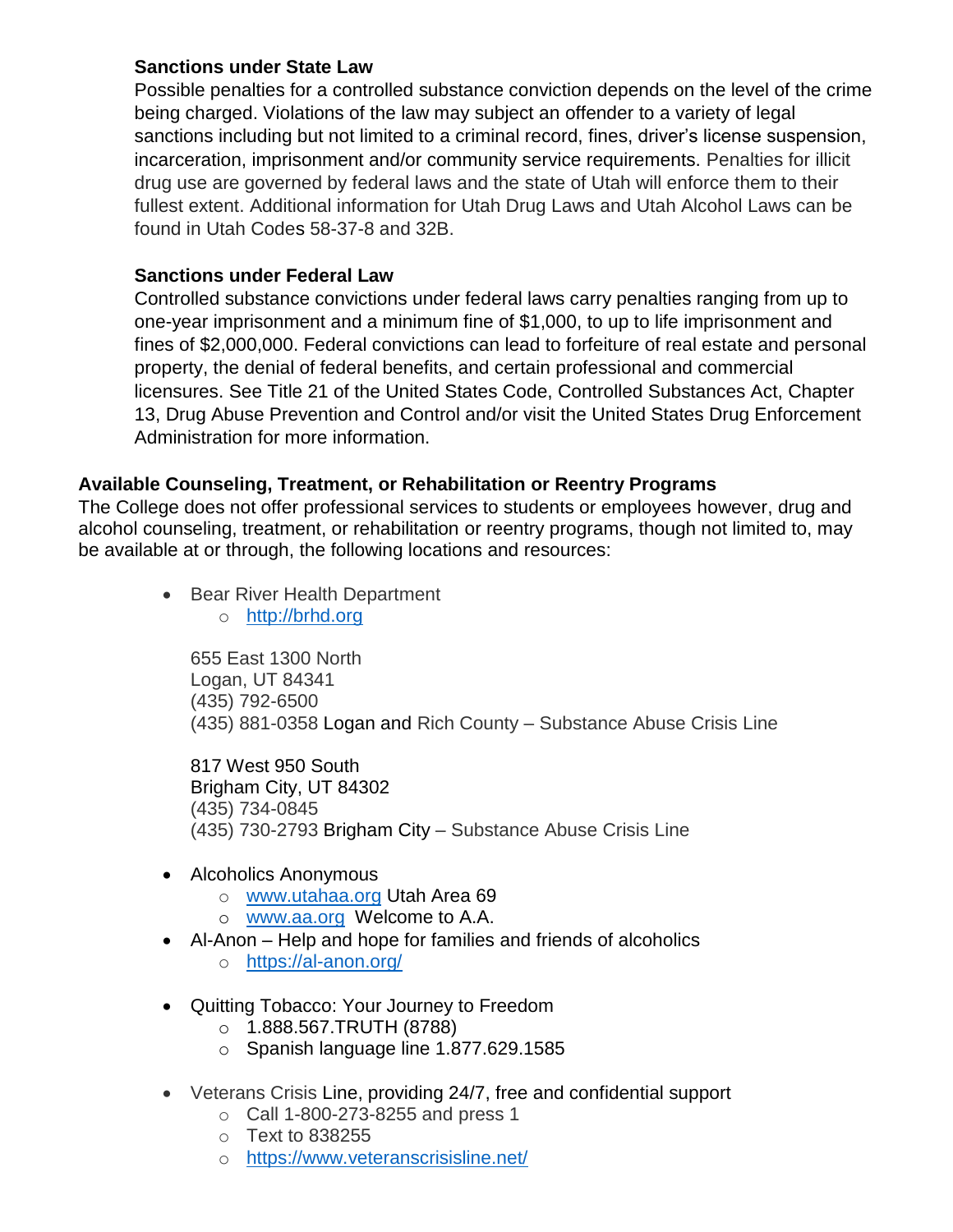### Sanctions under State Law

Possible penalties for a controlled substance conviction depends on the level of the crime being charged. Violations of the law may subject an offender to a variety of legal sanctions including but not limited to a criminal record, fines, driver's license suspension, incarceration, imprisonment and/or community service requirements. Penalties for illicit drug use are governed by federal laws and the state of Utah will enforce them to their fullest extent. Additional information for Utah Drug Laws and Utah Alcohol Laws can be found in Utah Codes 58-37-8 and 32B.

### Sanctions under Federal Law

Controlled substance convictions under federal laws carry penalties ranging from up to one-year imprisonment and a minimum fine of $1,000, to up to life imprisonment and fines of $2,000,000. Federal convictions can lead to forfeiture of real estate and personal property, the denial of federal benefits, and certain professional and commercial licensures. See Title 21 of the United States Code, Controlled Substances Act, Chapter 13, Drug Abuse Prevention and Control and/or visit the United States Drug Enforcement Administration for more information.

## Available Counseling, Treatment, or Rehabilitation or Reentry Programs

The College does not offer professional services to students or employees however, drug and alcohol counseling, treatment, or rehabilitation or reentry programs, though not limited to, may be available at or through, the following locations and resources:

- Bear River Health Department
  - http://brhd.org

  655 East 1300 North
  Logan, UT 84341
  (435) 792-6500
  (435) 881-0358 Logan and Rich County – Substance Abuse Crisis Line

  817 West 950 South
  Brigham City, UT 84302
  (435) 734-0845
  (435) 730-2793 Brigham City – Substance Abuse Crisis Line

- Alcoholics Anonymous
  - www.utahaa.org Utah Area 69
  - www.aa.org Welcome to A.A.
- Al-Anon – Help and hope for families and friends of alcoholics
  - https://al-anon.org/

- Quitting Tobacco: Your Journey to Freedom
  - 1.888.567.TRUTH (8788)
  - Spanish language line 1.877.629.1585

- Veterans Crisis Line, providing 24/7, free and confidential support
  - Call 1-800-273-8255 and press 1
  - Text to 838255
  - https://www.veteranscrisisline.net/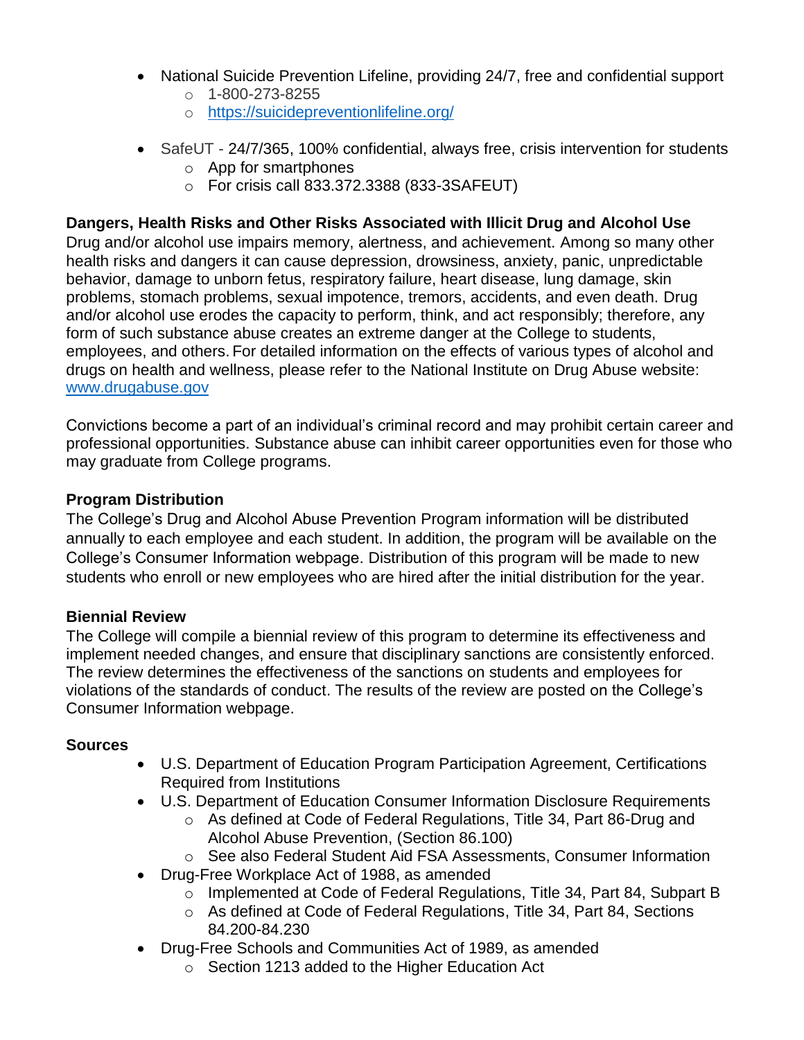- National Suicide Prevention Lifeline, providing 24/7, free and confidential support
  - 1-800-273-8255
  - https://suicidepreventionlifeline.org/

- SafeUT - 24/7/365, 100% confidential, always free, crisis intervention for students
  - App for smartphones
  - For crisis call 833.372.3388 (833-3SAFEUT)

**Dangers, Health Risks and Other Risks Associated with Illicit Drug and Alcohol Use**

Drug and/or alcohol use impairs memory, alertness, and achievement. Among so many other health risks and dangers it can cause depression, drowsiness, anxiety, panic, unpredictable behavior, damage to unborn fetus, respiratory failure, heart disease, lung damage, skin problems, stomach problems, sexual impotence, tremors, accidents, and even death. Drug and/or alcohol use erodes the capacity to perform, think, and act responsibly; therefore, any form of such substance abuse creates an extreme danger at the College to students, employees, and others. For detailed information on the effects of various types of alcohol and drugs on health and wellness, please refer to the National Institute on Drug Abuse website: www.drugabuse.gov

Convictions become a part of an individual's criminal record and may prohibit certain career and professional opportunities. Substance abuse can inhibit career opportunities even for those who may graduate from College programs.

**Program Distribution**

The College's Drug and Alcohol Abuse Prevention Program information will be distributed annually to each employee and each student. In addition, the program will be available on the College's Consumer Information webpage. Distribution of this program will be made to new students who enroll or new employees who are hired after the initial distribution for the year.

**Biennial Review**

The College will compile a biennial review of this program to determine its effectiveness and implement needed changes, and ensure that disciplinary sanctions are consistently enforced. The review determines the effectiveness of the sanctions on students and employees for violations of the standards of conduct. The results of the review are posted on the College's Consumer Information webpage.

**Sources**

- U.S. Department of Education Program Participation Agreement, Certifications Required from Institutions
- U.S. Department of Education Consumer Information Disclosure Requirements
  - As defined at Code of Federal Regulations, Title 34, Part 86-Drug and Alcohol Abuse Prevention, (Section 86.100)
  - See also Federal Student Aid FSA Assessments, Consumer Information
- Drug-Free Workplace Act of 1988, as amended
  - Implemented at Code of Federal Regulations, Title 34, Part 84, Subpart B
  - As defined at Code of Federal Regulations, Title 34, Part 84, Sections 84.200-84.230
- Drug-Free Schools and Communities Act of 1989, as amended
  - Section 1213 added to the Higher Education Act